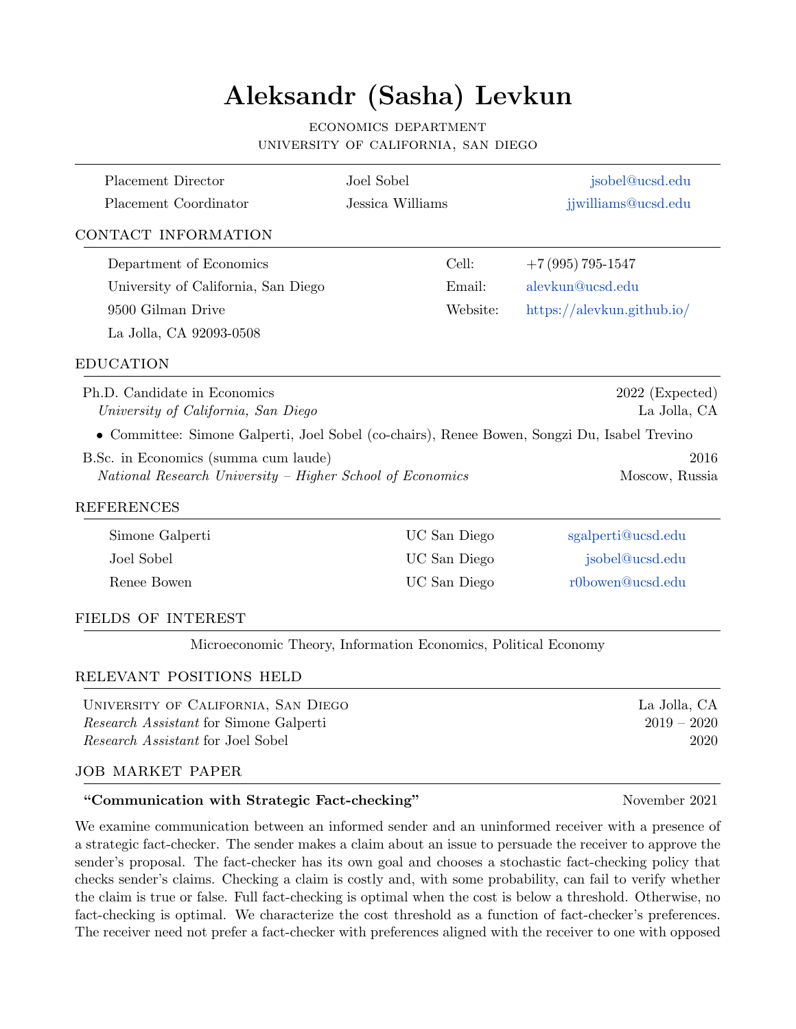# Aleksandr (Sasha) Levkun

ECONOMICS DEPARTMENT
UNIVERSITY OF CALIFORNIA, SAN DIEGO

| | | |
|---|---|---|
| Placement Director | Joel Sobel | jsobel@ucsd.edu |
| Placement Coordinator | Jessica Williams | jjwilliams@ucsd.edu |

## CONTACT INFORMATION

| | | |
|---|---|---|
| Department of Economics | Cell: | +7 (995) 795-1547 |
| University of California, San Diego | Email: | alevkun@ucsd.edu |
| 9500 Gilman Drive | Website: | https://alevkun.github.io/ |
| La Jolla, CA 92093-0508 | | |

## EDUCATION

Ph.D. Candidate in Economics — 2022 (Expected)
*University of California, San Diego* — La Jolla, CA

- Committee: Simone Galperti, Joel Sobel (co-chairs), Renee Bowen, Songzi Du, Isabel Trevino

B.Sc. in Economics (summa cum laude) — 2016
*National Research University – Higher School of Economics* — Moscow, Russia

## REFERENCES

| | | |
|---|---|---|
| Simone Galperti | UC San Diego | sgalperti@ucsd.edu |
| Joel Sobel | UC San Diego | jsobel@ucsd.edu |
| Renee Bowen | UC San Diego | r0bowen@ucsd.edu |

## FIELDS OF INTEREST

Microeconomic Theory, Information Economics, Political Economy

## RELEVANT POSITIONS HELD

University of California, San Diego — La Jolla, CA
*Research Assistant* for Simone Galperti — 2019 – 2020
*Research Assistant* for Joel Sobel — 2020

## JOB MARKET PAPER

**"Communication with Strategic Fact-checking"** — November 2021

We examine communication between an informed sender and an uninformed receiver with a presence of a strategic fact-checker. The sender makes a claim about an issue to persuade the receiver to approve the sender's proposal. The fact-checker has its own goal and chooses a stochastic fact-checking policy that checks sender's claims. Checking a claim is costly and, with some probability, can fail to verify whether the claim is true or false. Full fact-checking is optimal when the cost is below a threshold. Otherwise, no fact-checking is optimal. We characterize the cost threshold as a function of fact-checker's preferences. The receiver need not prefer a fact-checker with preferences aligned with the receiver to one with opposed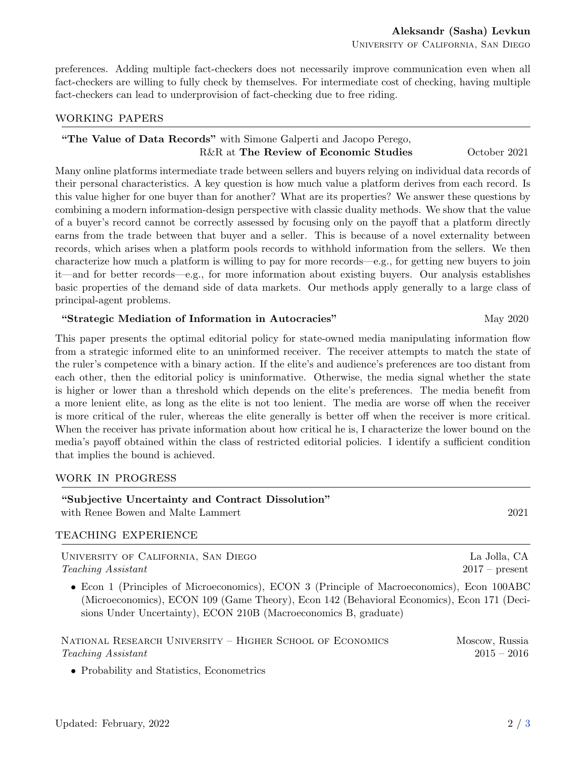preferences. Adding multiple fact-checkers does not necessarily improve communication even when all fact-checkers are willing to fully check by themselves. For intermediate cost of checking, having multiple fact-checkers can lead to underprovision of fact-checking due to free riding.

## WORKING PAPERS

**"The Value of Data Records"** with Simone Galperti and Jacopo Perego,
R&R at **The Review of Economic Studies** — October 2021

Many online platforms intermediate trade between sellers and buyers relying on individual data records of their personal characteristics. A key question is how much value a platform derives from each record. Is this value higher for one buyer than for another? What are its properties? We answer these questions by combining a modern information-design perspective with classic duality methods. We show that the value of a buyer's record cannot be correctly assessed by focusing only on the payoff that a platform directly earns from the trade between that buyer and a seller. This is because of a novel externality between records, which arises when a platform pools records to withhold information from the sellers. We then characterize how much a platform is willing to pay for more records—e.g., for getting new buyers to join it—and for better records—e.g., for more information about existing buyers. Our analysis establishes basic properties of the demand side of data markets. Our methods apply generally to a large class of principal-agent problems.

**"Strategic Mediation of Information in Autocracies"** — May 2020

This paper presents the optimal editorial policy for state-owned media manipulating information flow from a strategic informed elite to an uninformed receiver. The receiver attempts to match the state of the ruler's competence with a binary action. If the elite's and audience's preferences are too distant from each other, then the editorial policy is uninformative. Otherwise, the media signal whether the state is higher or lower than a threshold which depends on the elite's preferences. The media benefit from a more lenient elite, as long as the elite is not too lenient. The media are worse off when the receiver is more critical of the ruler, whereas the elite generally is better off when the receiver is more critical. When the receiver has private information about how critical he is, I characterize the lower bound on the media's payoff obtained within the class of restricted editorial policies. I identify a sufficient condition that implies the bound is achieved.

## WORK IN PROGRESS

**"Subjective Uncertainty and Contract Dissolution"**
with Renee Bowen and Malte Lammert — 2021

## TEACHING EXPERIENCE

University of California, San Diego — La Jolla, CA
*Teaching Assistant* — 2017 – present

- Econ 1 (Principles of Microeconomics), ECON 3 (Principle of Macroeconomics), Econ 100ABC (Microeconomics), ECON 109 (Game Theory), Econ 142 (Behavioral Economics), Econ 171 (Decisions Under Uncertainty), ECON 210B (Macroeconomics B, graduate)

National Research University – Higher School of Economics — Moscow, Russia
*Teaching Assistant* — 2015 – 2016

- Probability and Statistics, Econometrics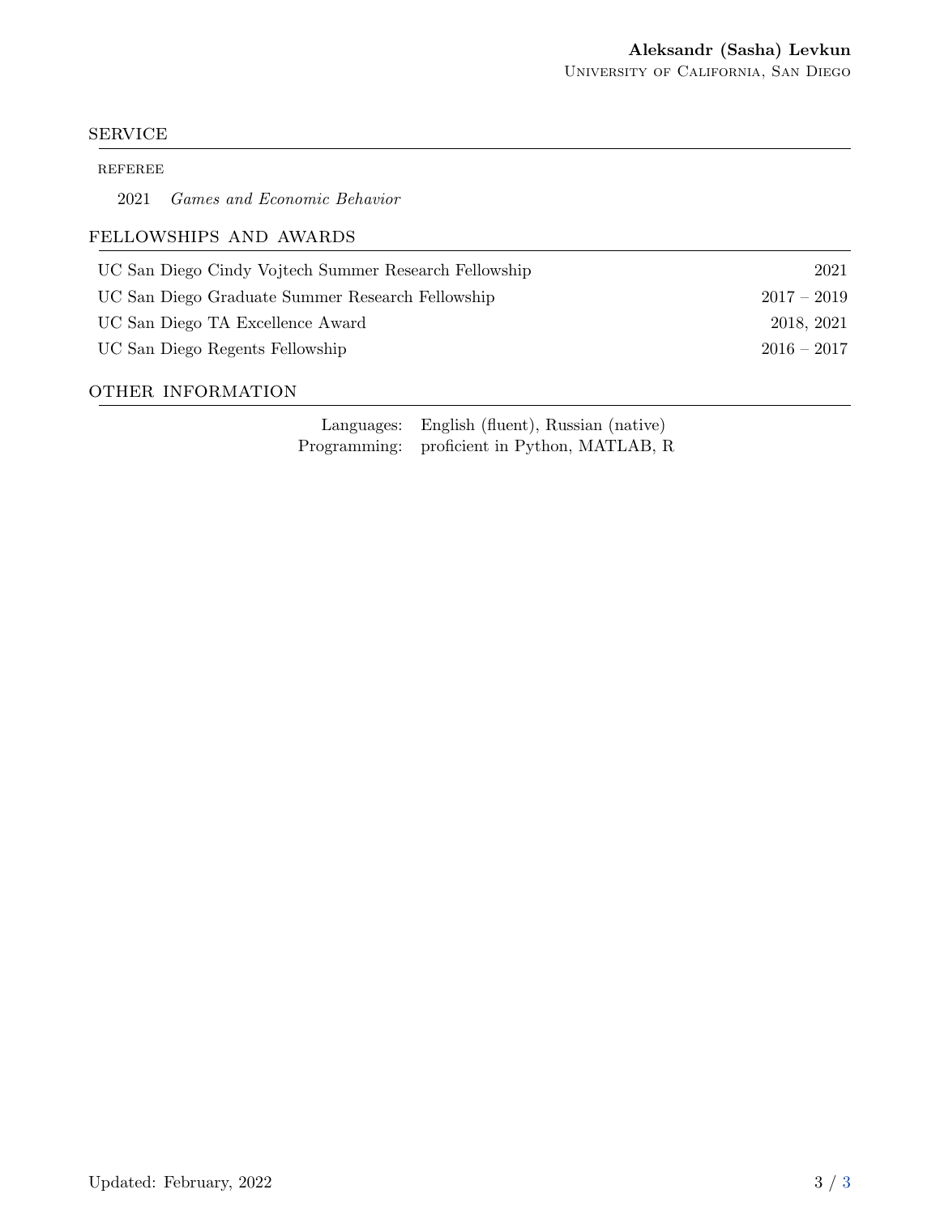## SERVICE

### REFEREE

2021 *Games and Economic Behavior*

## FELLOWSHIPS AND AWARDS

| | |
|---|---|
| UC San Diego Cindy Vojtech Summer Research Fellowship | 2021 |
| UC San Diego Graduate Summer Research Fellowship | 2017 – 2019 |
| UC San Diego TA Excellence Award | 2018, 2021 |
| UC San Diego Regents Fellowship | 2016 – 2017 |

## OTHER INFORMATION

| | |
|---|---|
| Languages: | English (fluent), Russian (native) |
| Programming: | proficient in Python, MATLAB, R |

Updated: February, 2022